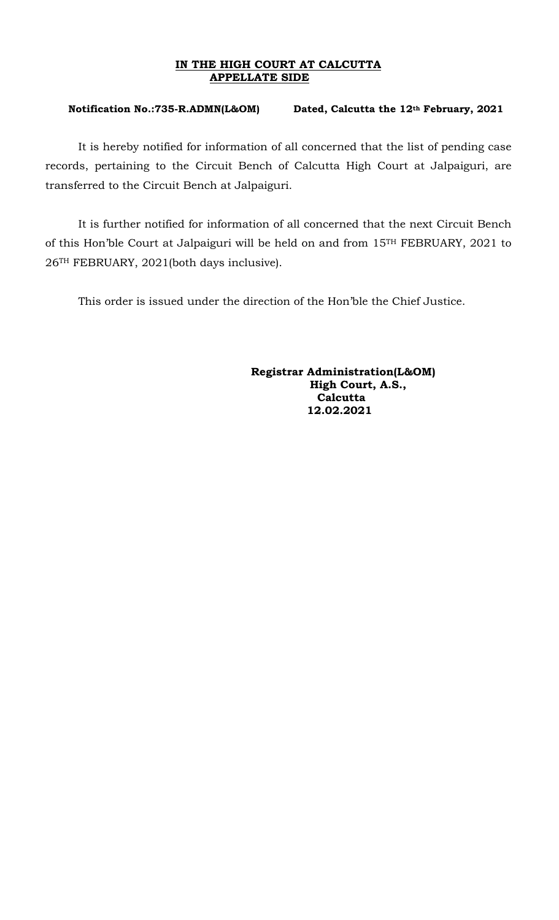**IN THE HIGH COURT AT CALCUTTA**
**APPELLATE SIDE**

**Notification No.:735-R.ADMN(L&OM)** **Dated, Calcutta the 12th February, 2021**

It is hereby notified for information of all concerned that the list of pending case records, pertaining to the Circuit Bench of Calcutta High Court at Jalpaiguri, are transferred to the Circuit Bench at Jalpaiguri.

It is further notified for information of all concerned that the next Circuit Bench of this Hon'ble Court at Jalpaiguri will be held on and from 15TH FEBRUARY, 2021 to 26TH FEBRUARY, 2021(both days inclusive).

This order is issued under the direction of the Hon'ble the Chief Justice.

**Registrar Administration(L&OM)**
**High Court, A.S.,**
**Calcutta**
**12.02.2021**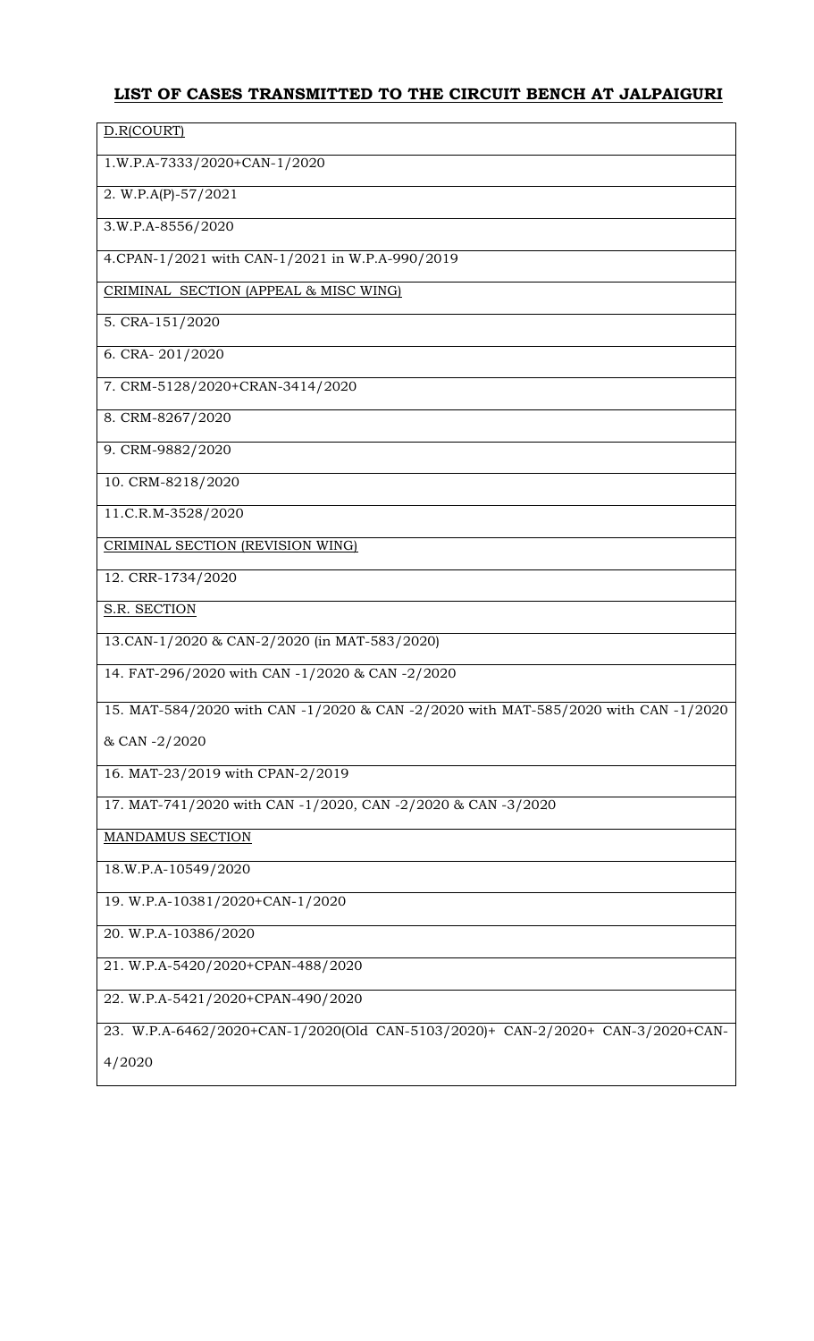## LIST OF CASES TRANSMITTED TO THE CIRCUIT BENCH AT JALPAIGURI

| |
|---|
| D.R(COURT) |
| 1.W.P.A-7333/2020+CAN-1/2020 |
| 2. W.P.A(P)-57/2021 |
| 3.W.P.A-8556/2020 |
| 4.CPAN-1/2021 with CAN-1/2021 in W.P.A-990/2019 |
| CRIMINAL SECTION (APPEAL & MISC WING) |
| 5. CRA-151/2020 |
| 6. CRA- 201/2020 |
| 7. CRM-5128/2020+CRAN-3414/2020 |
| 8. CRM-8267/2020 |
| 9. CRM-9882/2020 |
| 10. CRM-8218/2020 |
| 11.C.R.M-3528/2020 |
| CRIMINAL SECTION (REVISION WING) |
| 12. CRR-1734/2020 |
| S.R. SECTION |
| 13.CAN-1/2020 & CAN-2/2020 (in MAT-583/2020) |
| 14. FAT-296/2020 with CAN -1/2020 & CAN -2/2020 |
| 15. MAT-584/2020 with CAN -1/2020 & CAN -2/2020 with MAT-585/2020 with CAN -1/2020 & CAN -2/2020 |
| 16. MAT-23/2019 with CPAN-2/2019 |
| 17. MAT-741/2020 with CAN -1/2020, CAN -2/2020 & CAN -3/2020 |
| MANDAMUS SECTION |
| 18.W.P.A-10549/2020 |
| 19. W.P.A-10381/2020+CAN-1/2020 |
| 20. W.P.A-10386/2020 |
| 21. W.P.A-5420/2020+CPAN-488/2020 |
| 22. W.P.A-5421/2020+CPAN-490/2020 |
| 23. W.P.A-6462/2020+CAN-1/2020(Old CAN-5103/2020)+ CAN-2/2020+ CAN-3/2020+CAN-4/2020 |